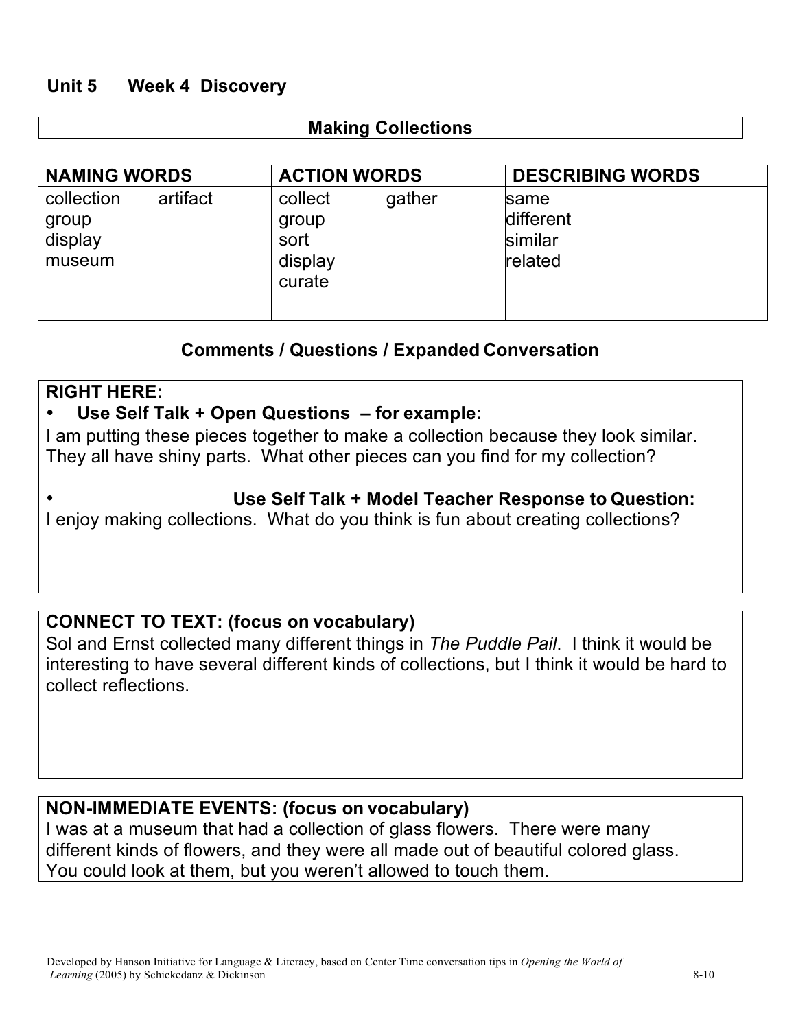## Unit 5 Week 4 Discovery

### Making Collections

| NAMING WORDS | ACTION WORDS | DESCRIBING WORDS |
|---|---|---|
| collection<br>artifact<br>group<br>display<br>museum | collect<br>gather<br>group<br>sort<br>display<br>curate | same<br>different<br>similar<br>related |

### Comments / Questions / Expanded Conversation

**RIGHT HERE:**

- **Use Self Talk + Open Questions – for example:**

I am putting these pieces together to make a collection because they look similar. They all have shiny parts. What other pieces can you find for my collection?

- **Use Self Talk + Model Teacher Response to Question:**

I enjoy making collections. What do you think is fun about creating collections?

**CONNECT TO TEXT: (focus on vocabulary)**

Sol and Ernst collected many different things in *The Puddle Pail*. I think it would be interesting to have several different kinds of collections, but I think it would be hard to collect reflections.

**NON-IMMEDIATE EVENTS: (focus on vocabulary)**

I was at a museum that had a collection of glass flowers. There were many different kinds of flowers, and they were all made out of beautiful colored glass. You could look at them, but you weren't allowed to touch them.

Developed by Hanson Initiative for Language & Literacy, based on Center Time conversation tips in *Opening the World of Learning* (2005) by Schickedanz & Dickinson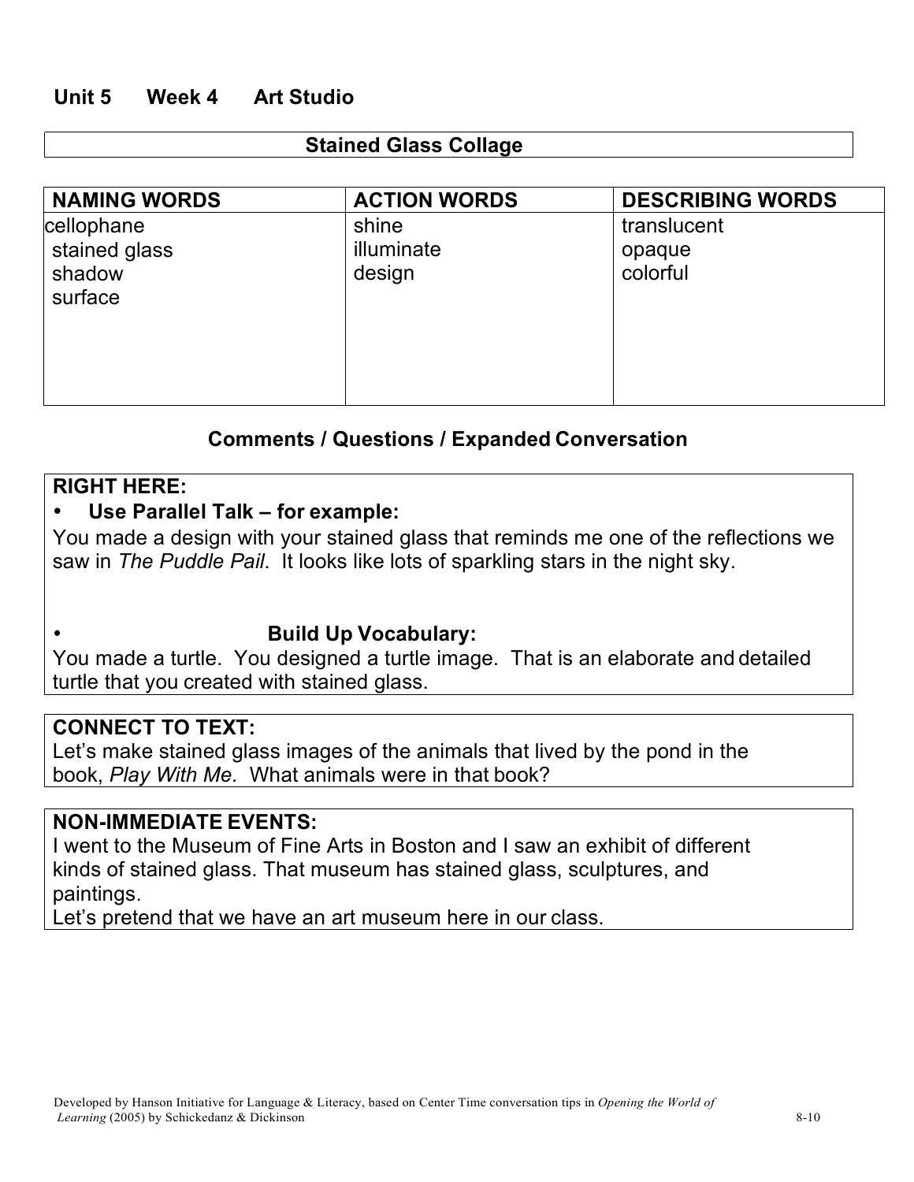## Unit 5 Week 4 Art Studio

### Stained Glass Collage

| NAMING WORDS | ACTION WORDS | DESCRIBING WORDS |
|---|---|---|
| cellophane<br>stained glass<br>shadow<br>surface | shine<br>illuminate<br>design | translucent<br>opaque<br>colorful |

### Comments / Questions / Expanded Conversation

**RIGHT HERE:**

- **Use Parallel Talk – for example:**

You made a design with your stained glass that reminds me one of the reflections we saw in *The Puddle Pail*. It looks like lots of sparkling stars in the night sky.

- **Build Up Vocabulary:**

You made a turtle. You designed a turtle image. That is an elaborate and detailed turtle that you created with stained glass.

**CONNECT TO TEXT:**

Let's make stained glass images of the animals that lived by the pond in the book, *Play With Me.* What animals were in that book?

**NON-IMMEDIATE EVENTS:**

I went to the Museum of Fine Arts in Boston and I saw an exhibit of different kinds of stained glass. That museum has stained glass, sculptures, and paintings.

Let's pretend that we have an art museum here in our class.

Developed by Hanson Initiative for Language & Literacy, based on Center Time conversation tips in *Opening the World of Learning* (2005) by Schickedanz & Dickinson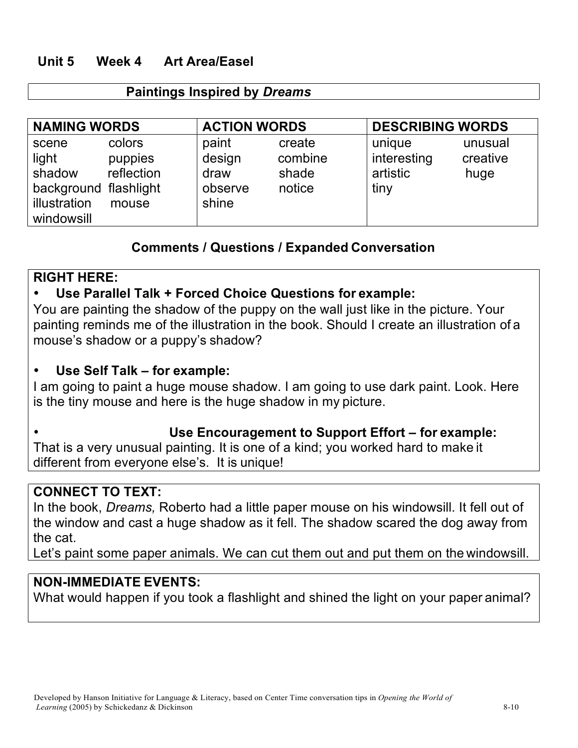## Unit 5 Week 4 Art Area/Easel

### Paintings Inspired by *Dreams*

| NAMING WORDS | | ACTION WORDS | | DESCRIBING WORDS | |
|---|---|---|---|---|---|
| scene | colors | paint | create | unique | unusual |
| light | puppies | design | combine | interesting | creative |
| shadow | reflection | draw | shade | artistic | huge |
| background | flashlight | observe | notice | tiny | |
| illustration | mouse | shine | | | |
| windowsill | | | | | |

### Comments / Questions / Expanded Conversation

**RIGHT HERE:**

- **Use Parallel Talk + Forced Choice Questions for example:**
  You are painting the shadow of the puppy on the wall just like in the picture. Your painting reminds me of the illustration in the book. Should I create an illustration of a mouse's shadow or a puppy's shadow?

- **Use Self Talk – for example:**
  I am going to paint a huge mouse shadow. I am going to use dark paint. Look. Here is the tiny mouse and here is the huge shadow in my picture.

- **Use Encouragement to Support Effort – for example:**
  That is a very unusual painting. It is one of a kind; you worked hard to make it different from everyone else's. It is unique!

**CONNECT TO TEXT:**
In the book, *Dreams,* Roberto had a little paper mouse on his windowsill. It fell out of the window and cast a huge shadow as it fell. The shadow scared the dog away from the cat.
Let's paint some paper animals. We can cut them out and put them on the windowsill.

**NON-IMMEDIATE EVENTS:**
What would happen if you took a flashlight and shined the light on your paper animal?

Developed by Hanson Initiative for Language & Literacy, based on Center Time conversation tips in *Opening the World of Learning* (2005) by Schickedanz & Dickinson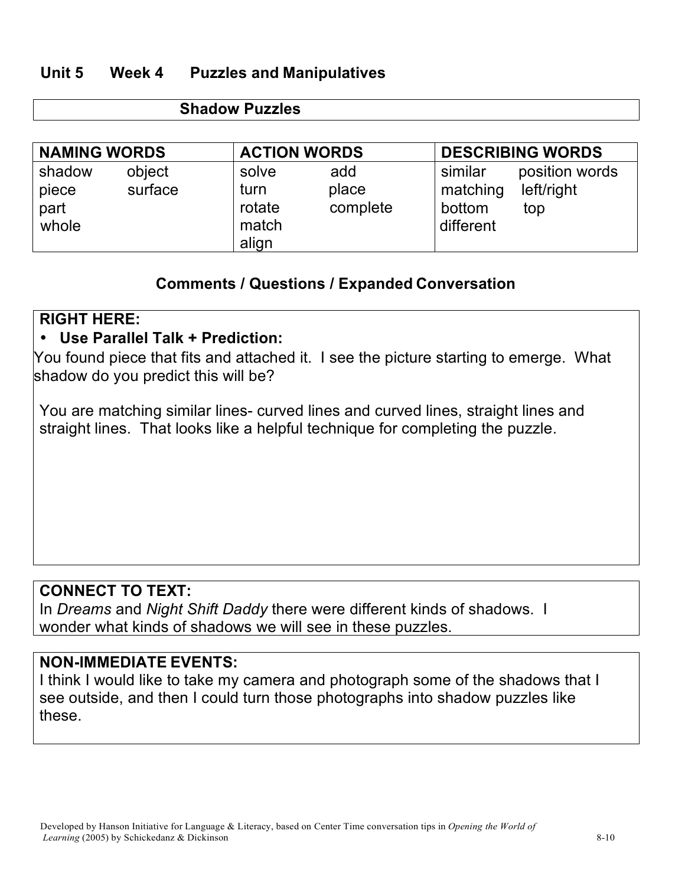## Unit 5 Week 4 Puzzles and Manipulatives

**Shadow Puzzles**

| NAMING WORDS | | ACTION WORDS | | DESCRIBING WORDS | |
|---|---|---|---|---|---|
| shadow | object | solve | add | similar | position words |
| piece | surface | turn | place | matching | left/right |
| part | | rotate | complete | bottom | top |
| whole | | match | | different | |
| | | align | | | |

### Comments / Questions / Expanded Conversation

**RIGHT HERE:**

- **Use Parallel Talk + Prediction:**

You found piece that fits and attached it. I see the picture starting to emerge. What shadow do you predict this will be?

You are matching similar lines- curved lines and curved lines, straight lines and straight lines. That looks like a helpful technique for completing the puzzle.

**CONNECT TO TEXT:**
In *Dreams* and *Night Shift Daddy* there were different kinds of shadows. I wonder what kinds of shadows we will see in these puzzles.

**NON-IMMEDIATE EVENTS:**
I think I would like to take my camera and photograph some of the shadows that I see outside, and then I could turn those photographs into shadow puzzles like these.

Developed by Hanson Initiative for Language & Literacy, based on Center Time conversation tips in *Opening the World of Learning* (2005) by Schickedanz & Dickinson 8-10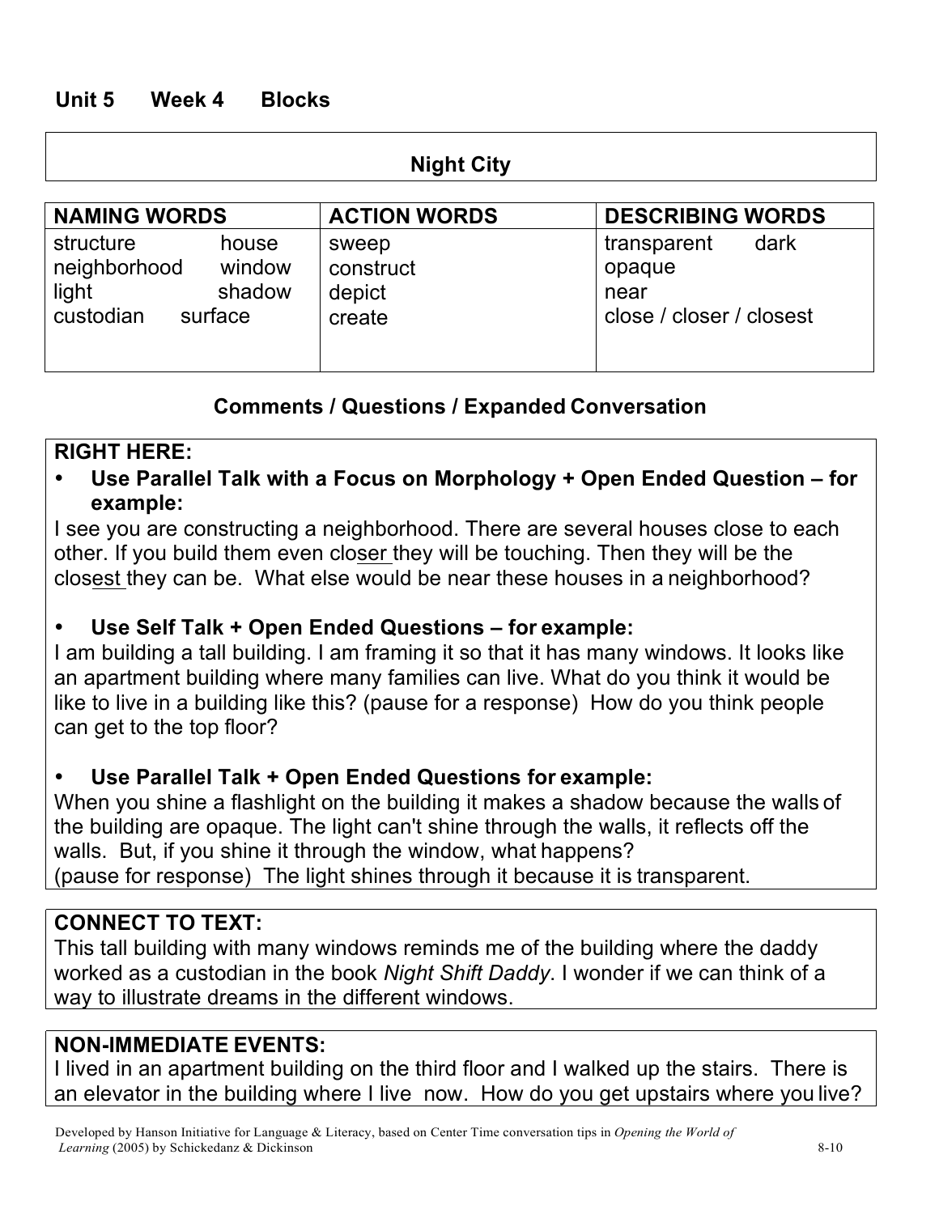**Unit 5 Week 4 Blocks**

## Night City

| NAMING WORDS | ACTION WORDS | DESCRIBING WORDS |
|---|---|---|
| structure house<br>neighborhood window<br>light shadow<br>custodian surface | sweep<br>construct<br>depict<br>create | transparent dark<br>opaque<br>near<br>close / closer / closest |

### Comments / Questions / Expanded Conversation

**RIGHT HERE:**

- **Use Parallel Talk with a Focus on Morphology + Open Ended Question – for example:**

I see you are constructing a neighborhood. There are several houses close to each other. If you build them even clo<u>ser</u> they will be touching. Then they will be the clos<u>est</u> they can be. What else would be near these houses in a neighborhood?

- **Use Self Talk + Open Ended Questions – for example:**

I am building a tall building. I am framing it so that it has many windows. It looks like an apartment building where many families can live. What do you think it would be like to live in a building like this? (pause for a response) How do you think people can get to the top floor?

- **Use Parallel Talk + Open Ended Questions for example:**

When you shine a flashlight on the building it makes a shadow because the walls of the building are opaque. The light can't shine through the walls, it reflects off the walls. But, if you shine it through the window, what happens?
(pause for response) The light shines through it because it is transparent.

**CONNECT TO TEXT:**
This tall building with many windows reminds me of the building where the daddy worked as a custodian in the book *Night Shift Daddy*. I wonder if we can think of a way to illustrate dreams in the different windows.

**NON-IMMEDIATE EVENTS:**
I lived in an apartment building on the third floor and I walked up the stairs. There is an elevator in the building where I live now. How do you get upstairs where you live?

Developed by Hanson Initiative for Language & Literacy, based on Center Time conversation tips in *Opening the World of Learning* (2005) by Schickedanz & Dickinson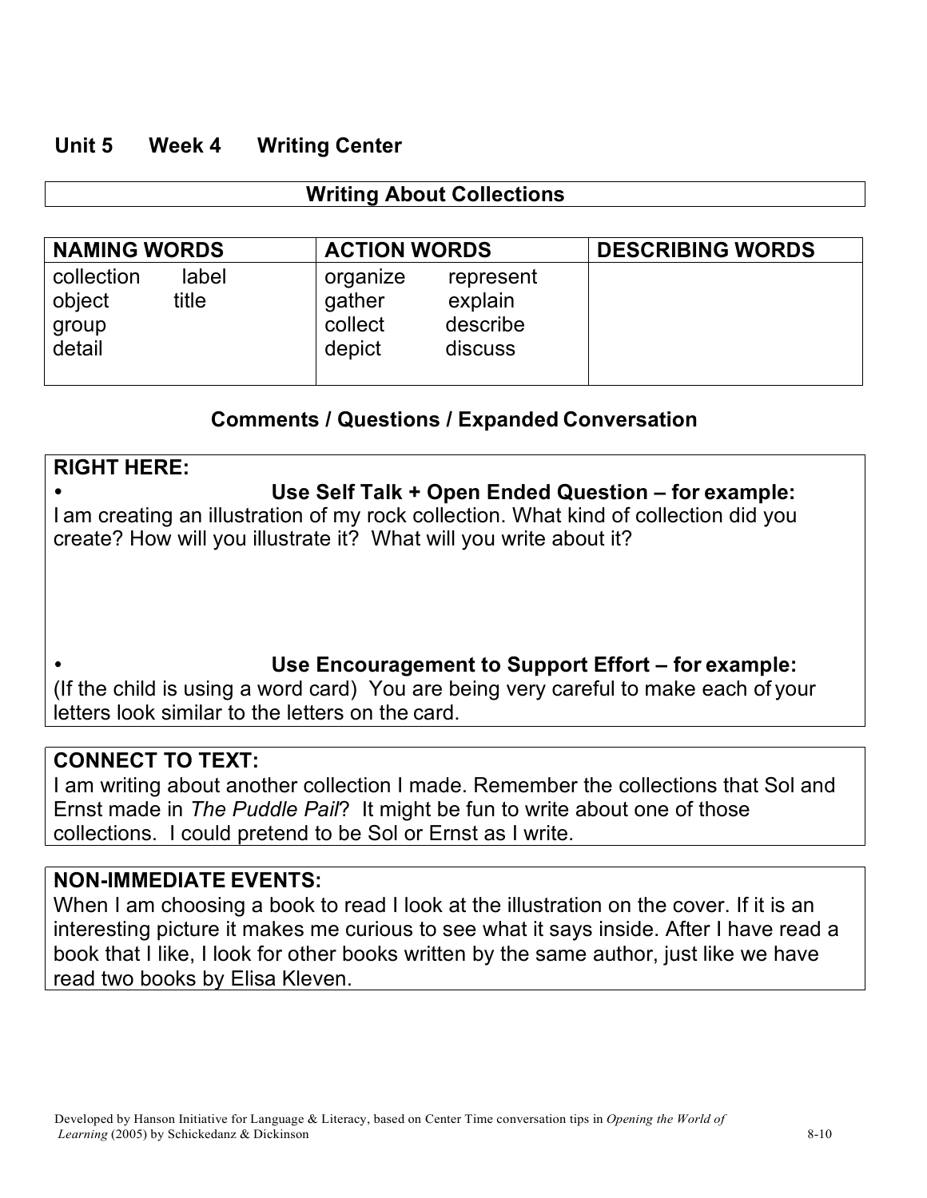## Unit 5 Week 4 Writing Center

### Writing About Collections

| NAMING WORDS | ACTION WORDS | DESCRIBING WORDS |
|---|---|---|
| collection label<br>object title<br>group<br>detail | organize represent<br>gather explain<br>collect describe<br>depict discuss | |

### Comments / Questions / Expanded Conversation

**RIGHT HERE:**

- **Use Self Talk + Open Ended Question – for example:**
I am creating an illustration of my rock collection. What kind of collection did you create? How will you illustrate it? What will you write about it?

- **Use Encouragement to Support Effort – for example:**
(If the child is using a word card) You are being very careful to make each of your letters look similar to the letters on the card.

**CONNECT TO TEXT:**
I am writing about another collection I made. Remember the collections that Sol and Ernst made in *The Puddle Pail*? It might be fun to write about one of those collections. I could pretend to be Sol or Ernst as I write.

**NON-IMMEDIATE EVENTS:**
When I am choosing a book to read I look at the illustration on the cover. If it is an interesting picture it makes me curious to see what it says inside. After I have read a book that I like, I look for other books written by the same author, just like we have read two books by Elisa Kleven.

Developed by Hanson Initiative for Language & Literacy, based on Center Time conversation tips in *Opening the World of Learning* (2005) by Schickedanz & Dickinson